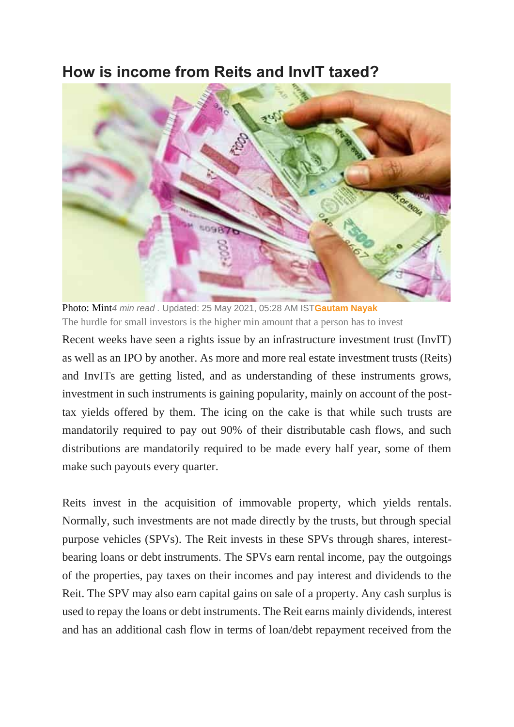# How is income from Reits and InvIT taxed?

Photo: Mint *4 min read* . Updated: 25 May 2021, 05:28 AM IST **Gautam Nayak**

The hurdle for small investors is the higher min amount that a person has to invest

Recent weeks have seen a rights issue by an infrastructure investment trust (InvIT) as well as an IPO by another. As more and more real estate investment trusts (Reits) and InvITs are getting listed, and as understanding of these instruments grows, investment in such instruments is gaining popularity, mainly on account of the post-tax yields offered by them. The icing on the cake is that while such trusts are mandatorily required to pay out 90% of their distributable cash flows, and such distributions are mandatorily required to be made every half year, some of them make such payouts every quarter.

Reits invest in the acquisition of immovable property, which yields rentals. Normally, such investments are not made directly by the trusts, but through special purpose vehicles (SPVs). The Reit invests in these SPVs through shares, interest-bearing loans or debt instruments. The SPVs earn rental income, pay the outgoings of the properties, pay taxes on their incomes and pay interest and dividends to the Reit. The SPV may also earn capital gains on sale of a property. Any cash surplus is used to repay the loans or debt instruments. The Reit earns mainly dividends, interest and has an additional cash flow in terms of loan/debt repayment received from the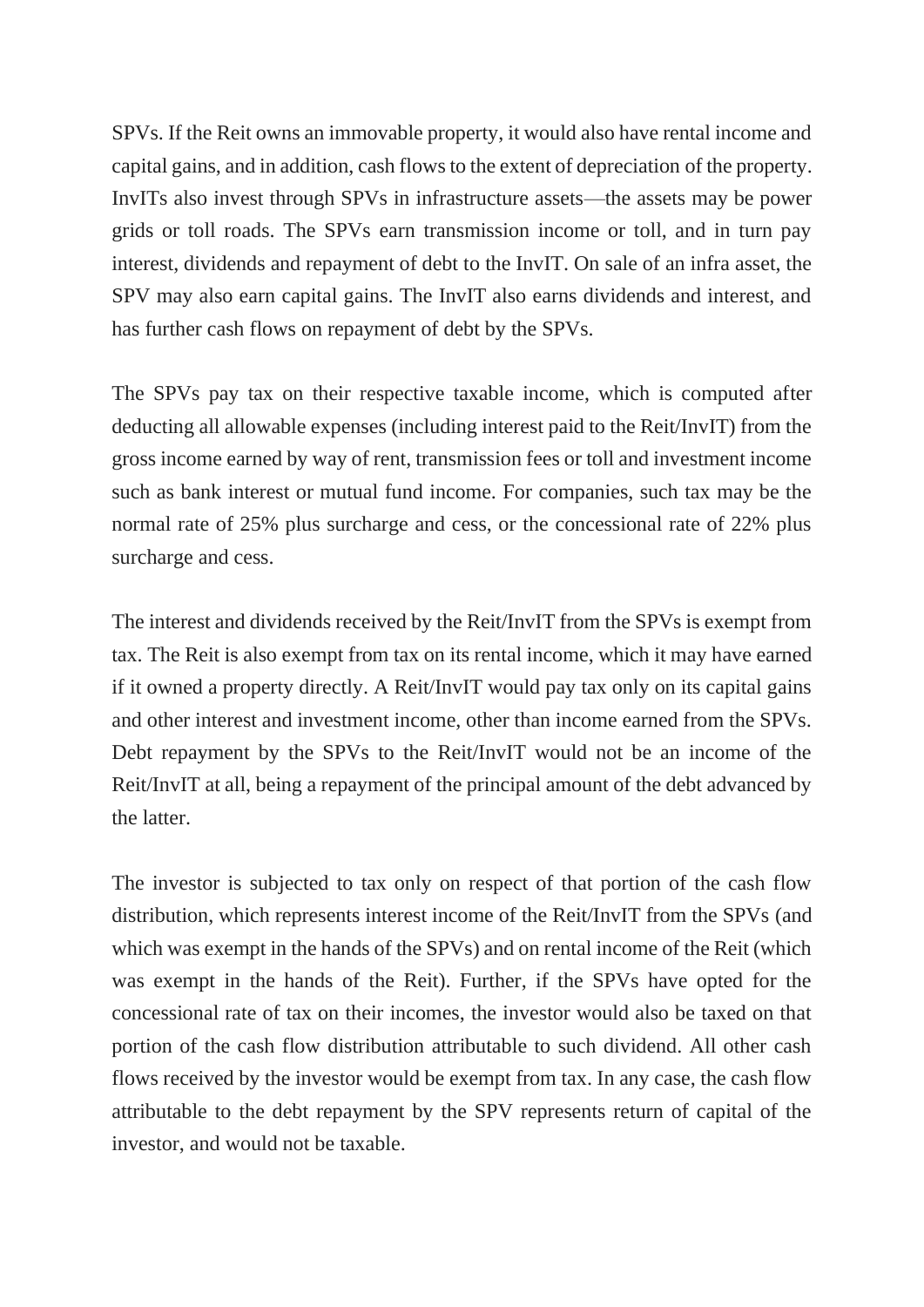SPVs. If the Reit owns an immovable property, it would also have rental income and capital gains, and in addition, cash flows to the extent of depreciation of the property. InvITs also invest through SPVs in infrastructure assets—the assets may be power grids or toll roads. The SPVs earn transmission income or toll, and in turn pay interest, dividends and repayment of debt to the InvIT. On sale of an infra asset, the SPV may also earn capital gains. The InvIT also earns dividends and interest, and has further cash flows on repayment of debt by the SPVs.

The SPVs pay tax on their respective taxable income, which is computed after deducting all allowable expenses (including interest paid to the Reit/InvIT) from the gross income earned by way of rent, transmission fees or toll and investment income such as bank interest or mutual fund income. For companies, such tax may be the normal rate of 25% plus surcharge and cess, or the concessional rate of 22% plus surcharge and cess.

The interest and dividends received by the Reit/InvIT from the SPVs is exempt from tax. The Reit is also exempt from tax on its rental income, which it may have earned if it owned a property directly. A Reit/InvIT would pay tax only on its capital gains and other interest and investment income, other than income earned from the SPVs. Debt repayment by the SPVs to the Reit/InvIT would not be an income of the Reit/InvIT at all, being a repayment of the principal amount of the debt advanced by the latter.

The investor is subjected to tax only on respect of that portion of the cash flow distribution, which represents interest income of the Reit/InvIT from the SPVs (and which was exempt in the hands of the SPVs) and on rental income of the Reit (which was exempt in the hands of the Reit). Further, if the SPVs have opted for the concessional rate of tax on their incomes, the investor would also be taxed on that portion of the cash flow distribution attributable to such dividend. All other cash flows received by the investor would be exempt from tax. In any case, the cash flow attributable to the debt repayment by the SPV represents return of capital of the investor, and would not be taxable.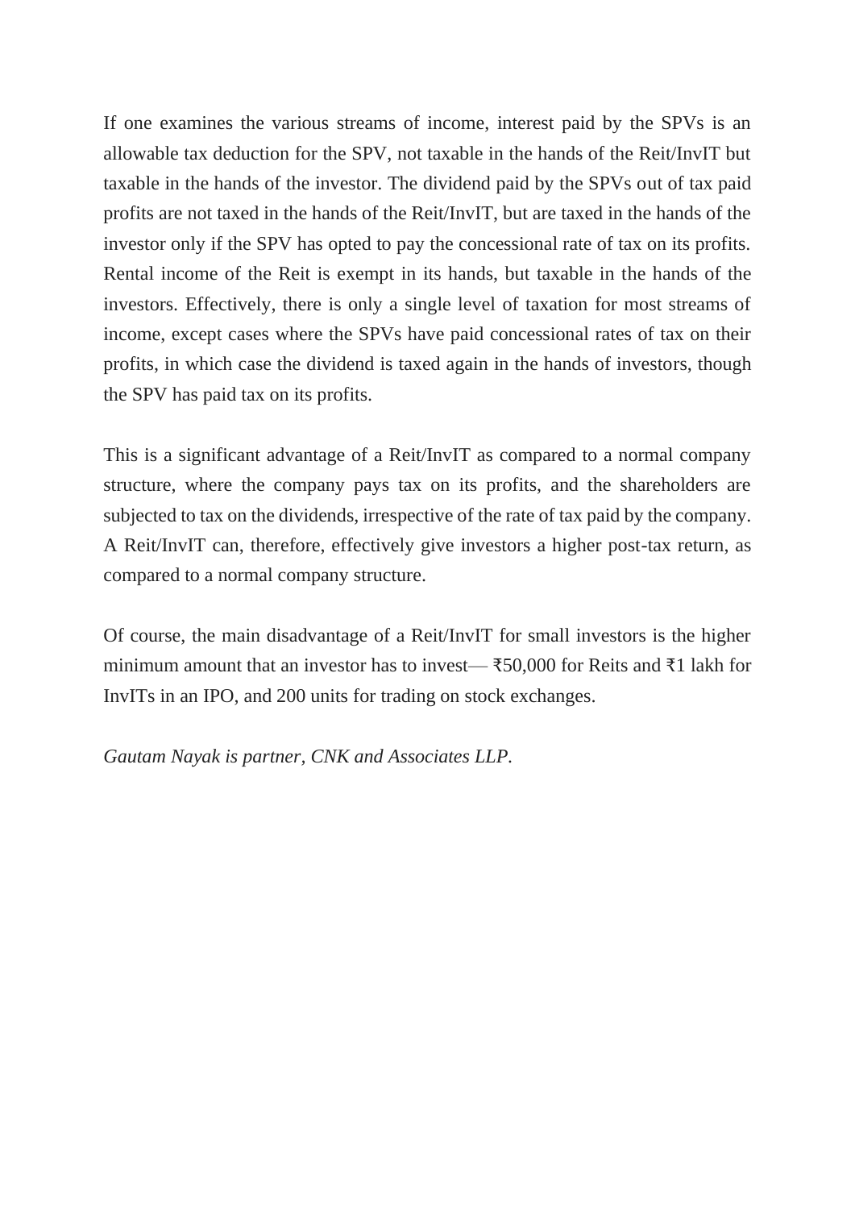If one examines the various streams of income, interest paid by the SPVs is an allowable tax deduction for the SPV, not taxable in the hands of the Reit/InvIT but taxable in the hands of the investor. The dividend paid by the SPVs out of tax paid profits are not taxed in the hands of the Reit/InvIT, but are taxed in the hands of the investor only if the SPV has opted to pay the concessional rate of tax on its profits. Rental income of the Reit is exempt in its hands, but taxable in the hands of the investors. Effectively, there is only a single level of taxation for most streams of income, except cases where the SPVs have paid concessional rates of tax on their profits, in which case the dividend is taxed again in the hands of investors, though the SPV has paid tax on its profits.

This is a significant advantage of a Reit/InvIT as compared to a normal company structure, where the company pays tax on its profits, and the shareholders are subjected to tax on the dividends, irrespective of the rate of tax paid by the company. A Reit/InvIT can, therefore, effectively give investors a higher post-tax return, as compared to a normal company structure.

Of course, the main disadvantage of a Reit/InvIT for small investors is the higher minimum amount that an investor has to invest— ₹50,000 for Reits and ₹1 lakh for InvITs in an IPO, and 200 units for trading on stock exchanges.

*Gautam Nayak is partner, CNK and Associates LLP.*